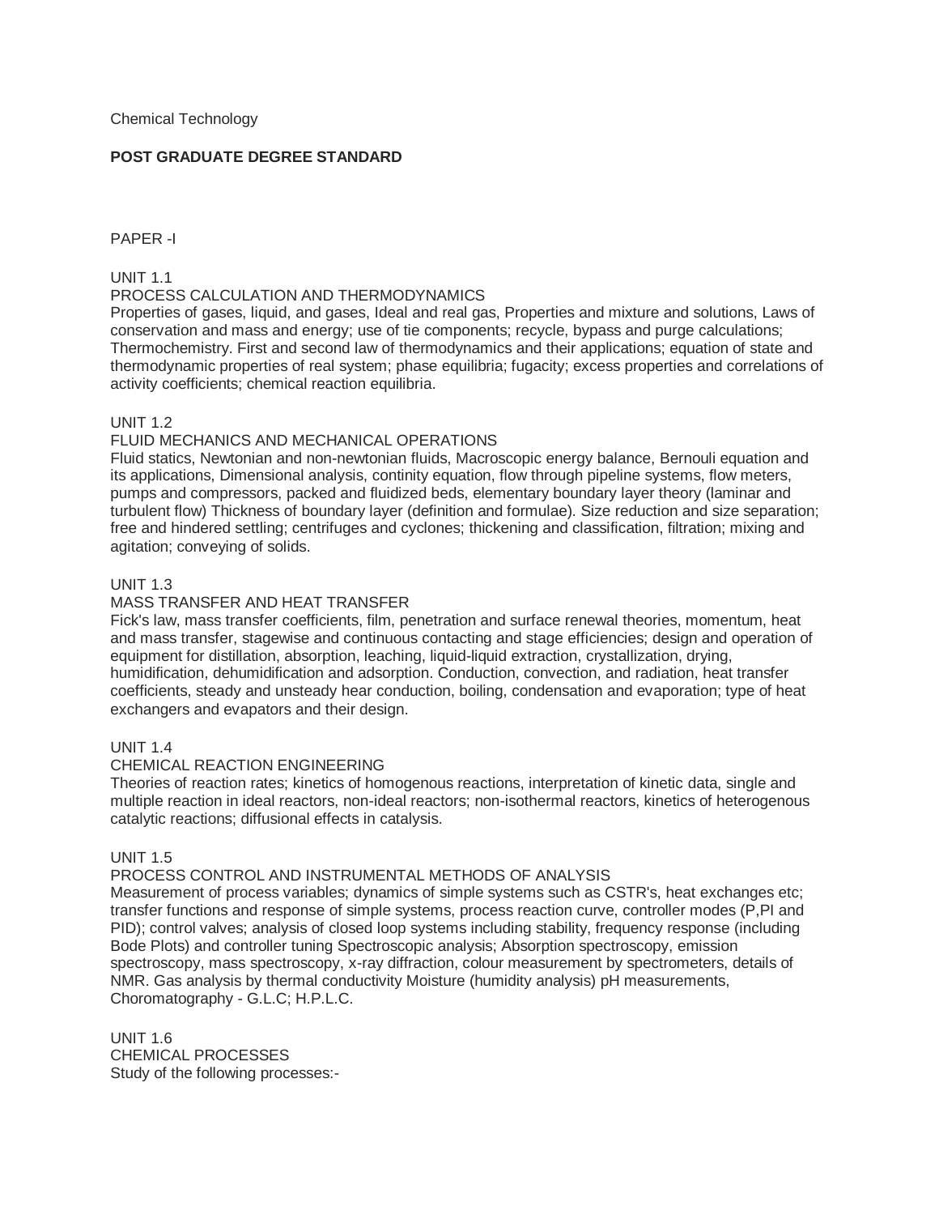Chemical Technology

**POST GRADUATE DEGREE STANDARD**

PAPER -I

UNIT 1.1

PROCESS CALCULATION AND THERMODYNAMICS

Properties of gases, liquid, and gases, Ideal and real gas, Properties and mixture and solutions, Laws of conservation and mass and energy; use of tie components; recycle, bypass and purge calculations; Thermochemistry. First and second law of thermodynamics and their applications; equation of state and thermodynamic properties of real system; phase equilibria; fugacity; excess properties and correlations of activity coefficients; chemical reaction equilibria.

UNIT 1.2

FLUID MECHANICS AND MECHANICAL OPERATIONS

Fluid statics, Newtonian and non-newtonian fluids, Macroscopic energy balance, Bernouli equation and its applications, Dimensional analysis, continity equation, flow through pipeline systems, flow meters, pumps and compressors, packed and fluidized beds, elementary boundary layer theory (laminar and turbulent flow) Thickness of boundary layer (definition and formulae). Size reduction and size separation; free and hindered settling; centrifuges and cyclones; thickening and classification, filtration; mixing and agitation; conveying of solids.

UNIT 1.3

MASS TRANSFER AND HEAT TRANSFER

Fick's law, mass transfer coefficients, film, penetration and surface renewal theories, momentum, heat and mass transfer, stagewise and continuous contacting and stage efficiencies; design and operation of equipment for distillation, absorption, leaching, liquid-liquid extraction, crystallization, drying, humidification, dehumidification and adsorption. Conduction, convection, and radiation, heat transfer coefficients, steady and unsteady hear conduction, boiling, condensation and evaporation; type of heat exchangers and evapators and their design.

UNIT 1.4

CHEMICAL REACTION ENGINEERING

Theories of reaction rates; kinetics of homogenous reactions, interpretation of kinetic data, single and multiple reaction in ideal reactors, non-ideal reactors; non-isothermal reactors, kinetics of heterogenous catalytic reactions; diffusional effects in catalysis.

UNIT 1.5

PROCESS CONTROL AND INSTRUMENTAL METHODS OF ANALYSIS

Measurement of process variables; dynamics of simple systems such as CSTR's, heat exchanges etc; transfer functions and response of simple systems, process reaction curve, controller modes (P,PI and PID); control valves; analysis of closed loop systems including stability, frequency response (including Bode Plots) and controller tuning Spectroscopic analysis; Absorption spectroscopy, emission spectroscopy, mass spectroscopy, x-ray diffraction, colour measurement by spectrometers, details of NMR. Gas analysis by thermal conductivity Moisture (humidity analysis) pH measurements, Choromatography - G.L.C; H.P.L.C.

UNIT 1.6

CHEMICAL PROCESSES

Study of the following processes:-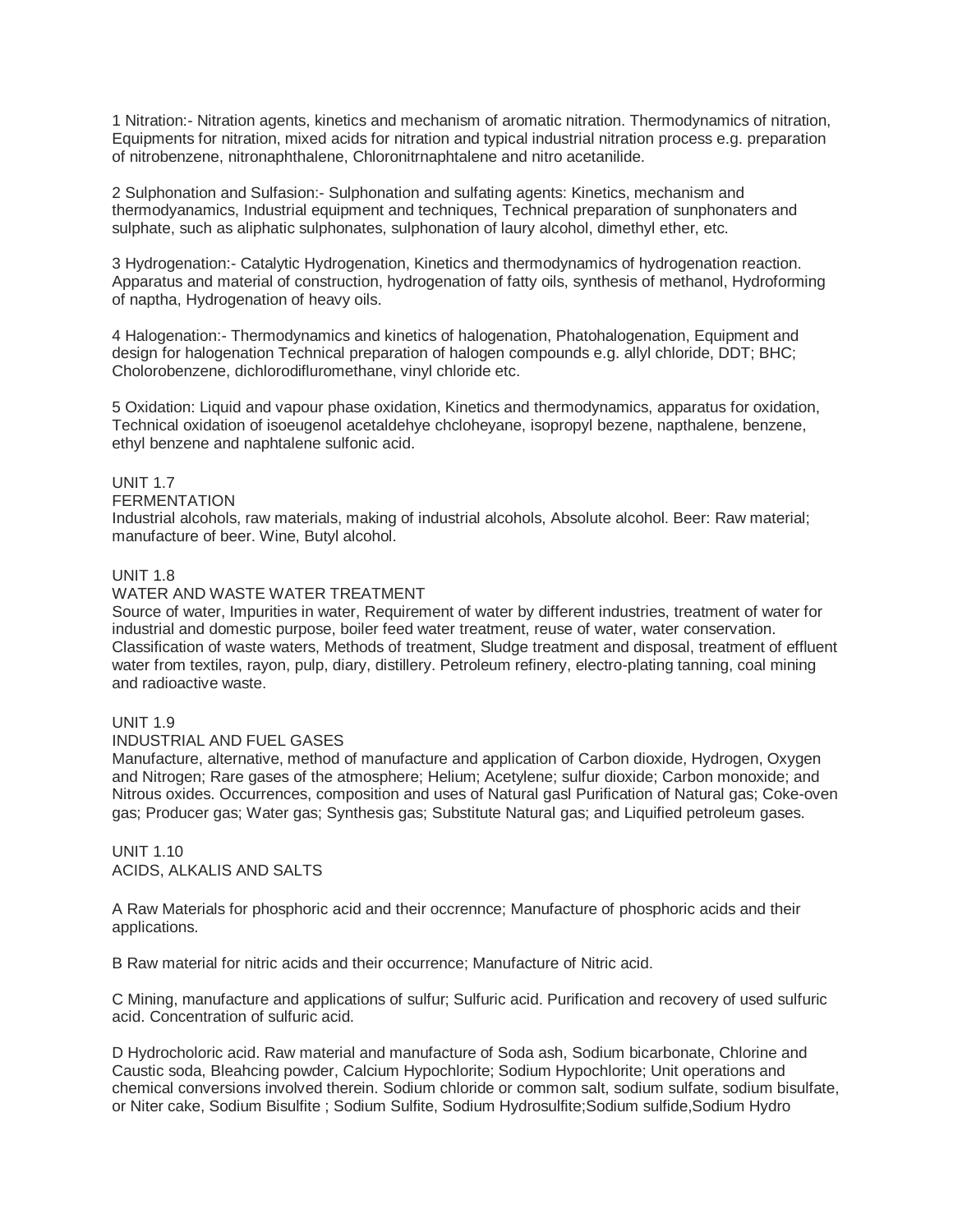1 Nitration:- Nitration agents, kinetics and mechanism of aromatic nitration. Thermodynamics of nitration, Equipments for nitration, mixed acids for nitration and typical industrial nitration process e.g. preparation of nitrobenzene, nitronaphthalene, Chloronitrnaphtalene and nitro acetanilide.

2 Sulphonation and Sulfasion:- Sulphonation and sulfating agents: Kinetics, mechanism and thermodyanamics, Industrial equipment and techniques, Technical preparation of sunphonaters and sulphate, such as aliphatic sulphonates, sulphonation of laury alcohol, dimethyl ether, etc.

3 Hydrogenation:- Catalytic Hydrogenation, Kinetics and thermodynamics of hydrogenation reaction. Apparatus and material of construction, hydrogenation of fatty oils, synthesis of methanol, Hydroforming of naptha, Hydrogenation of heavy oils.

4 Halogenation:- Thermodynamics and kinetics of halogenation, Phatohalogenation, Equipment and design for halogenation Technical preparation of halogen compounds e.g. allyl chloride, DDT; BHC; Cholorobenzene, dichlorodifluromethane, vinyl chloride etc.

5 Oxidation: Liquid and vapour phase oxidation, Kinetics and thermodynamics, apparatus for oxidation, Technical oxidation of isoeugenol acetaldehye chcloheyane, isopropyl bezene, napthalene, benzene, ethyl benzene and naphtalene sulfonic acid.

## UNIT 1.7
### FERMENTATION

Industrial alcohols, raw materials, making of industrial alcohols, Absolute alcohol. Beer: Raw material; manufacture of beer. Wine, Butyl alcohol.

## UNIT 1.8
### WATER AND WASTE WATER TREATMENT

Source of water, Impurities in water, Requirement of water by different industries, treatment of water for industrial and domestic purpose, boiler feed water treatment, reuse of water, water conservation. Classification of waste waters, Methods of treatment, Sludge treatment and disposal, treatment of effluent water from textiles, rayon, pulp, diary, distillery. Petroleum refinery, electro-plating tanning, coal mining and radioactive waste.

## UNIT 1.9
### INDUSTRIAL AND FUEL GASES

Manufacture, alternative, method of manufacture and application of Carbon dioxide, Hydrogen, Oxygen and Nitrogen; Rare gases of the atmosphere; Helium; Acetylene; sulfur dioxide; Carbon monoxide; and Nitrous oxides. Occurrences, composition and uses of Natural gasl Purification of Natural gas; Coke-oven gas; Producer gas; Water gas; Synthesis gas; Substitute Natural gas; and Liquified petroleum gases.

## UNIT 1.10
### ACIDS, ALKALIS AND SALTS

A Raw Materials for phosphoric acid and their occrennce; Manufacture of phosphoric acids and their applications.

B Raw material for nitric acids and their occurrence; Manufacture of Nitric acid.

C Mining, manufacture and applications of sulfur; Sulfuric acid. Purification and recovery of used sulfuric acid. Concentration of sulfuric acid.

D Hydrocholoric acid. Raw material and manufacture of Soda ash, Sodium bicarbonate, Chlorine and Caustic soda, Bleahcing powder, Calcium Hypochlorite; Sodium Hypochlorite; Unit operations and chemical conversions involved therein. Sodium chloride or common salt, sodium sulfate, sodium bisulfate, or Niter cake, Sodium Bisulfite ; Sodium Sulfite, Sodium Hydrosulfite;Sodium sulfide,Sodium Hydro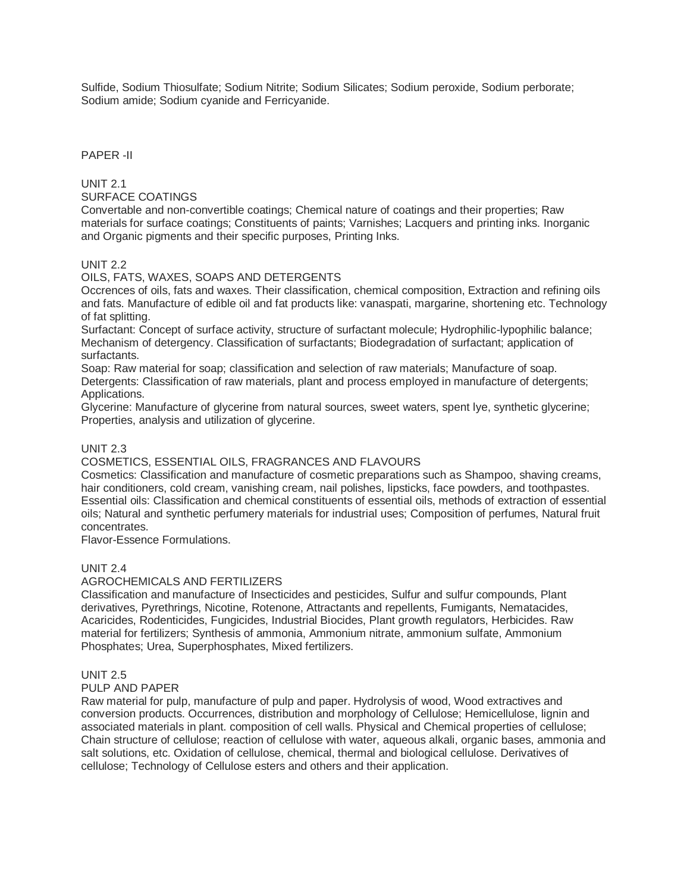Sulfide, Sodium Thiosulfate; Sodium Nitrite; Sodium Silicates; Sodium peroxide, Sodium perborate; Sodium amide; Sodium cyanide and Ferricyanide.

## PAPER -II

### UNIT 2.1

#### SURFACE COATINGS

Convertable and non-convertible coatings; Chemical nature of coatings and their properties; Raw materials for surface coatings; Constituents of paints; Varnishes; Lacquers and printing inks. Inorganic and Organic pigments and their specific purposes, Printing Inks.

### UNIT 2.2

#### OILS, FATS, WAXES, SOAPS AND DETERGENTS

Occrences of oils, fats and waxes. Their classification, chemical composition, Extraction and refining oils and fats. Manufacture of edible oil and fat products like: vanaspati, margarine, shortening etc. Technology of fat splitting.

Surfactant: Concept of surface activity, structure of surfactant molecule; Hydrophilic-lypophilic balance; Mechanism of detergency. Classification of surfactants; Biodegradation of surfactant; application of surfactants.

Soap: Raw material for soap; classification and selection of raw materials; Manufacture of soap.

Detergents: Classification of raw materials, plant and process employed in manufacture of detergents; Applications.

Glycerine: Manufacture of glycerine from natural sources, sweet waters, spent lye, synthetic glycerine; Properties, analysis and utilization of glycerine.

### UNIT 2.3

#### COSMETICS, ESSENTIAL OILS, FRAGRANCES AND FLAVOURS

Cosmetics: Classification and manufacture of cosmetic preparations such as Shampoo, shaving creams, hair conditioners, cold cream, vanishing cream, nail polishes, lipsticks, face powders, and toothpastes.

Essential oils: Classification and chemical constituents of essential oils, methods of extraction of essential oils; Natural and synthetic perfumery materials for industrial uses; Composition of perfumes, Natural fruit concentrates.

Flavor-Essence Formulations.

### UNIT 2.4

#### AGROCHEMICALS AND FERTILIZERS

Classification and manufacture of Insecticides and pesticides, Sulfur and sulfur compounds, Plant derivatives, Pyrethrings, Nicotine, Rotenone, Attractants and repellents, Fumigants, Nematacides, Acaricides, Rodenticides, Fungicides, Industrial Biocides, Plant growth regulators, Herbicides. Raw material for fertilizers; Synthesis of ammonia, Ammonium nitrate, ammonium sulfate, Ammonium Phosphates; Urea, Superphosphates, Mixed fertilizers.

### UNIT 2.5

#### PULP AND PAPER

Raw material for pulp, manufacture of pulp and paper. Hydrolysis of wood, Wood extractives and conversion products. Occurrences, distribution and morphology of Cellulose; Hemicellulose, lignin and associated materials in plant. composition of cell walls. Physical and Chemical properties of cellulose; Chain structure of cellulose; reaction of cellulose with water, aqueous alkali, organic bases, ammonia and salt solutions, etc. Oxidation of cellulose, chemical, thermal and biological cellulose. Derivatives of cellulose; Technology of Cellulose esters and others and their application.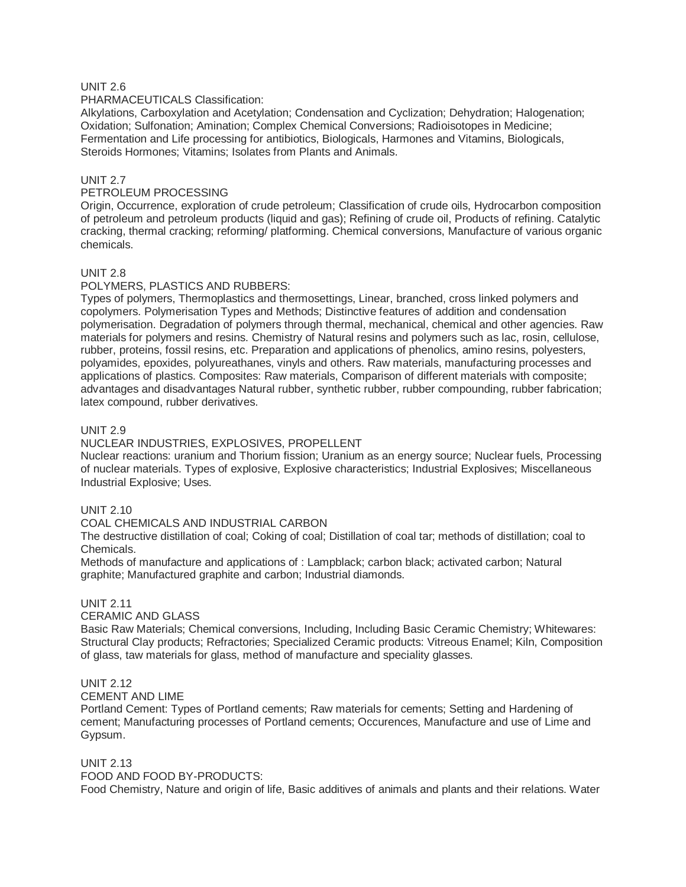UNIT 2.6

PHARMACEUTICALS Classification:

Alkylations, Carboxylation and Acetylation; Condensation and Cyclization; Dehydration; Halogenation; Oxidation; Sulfonation; Amination; Complex Chemical Conversions; Radioisotopes in Medicine; Fermentation and Life processing for antibiotics, Biologicals, Harmones and Vitamins, Biologicals, Steroids Hormones; Vitamins; Isolates from Plants and Animals.

UNIT 2.7

PETROLEUM PROCESSING

Origin, Occurrence, exploration of crude petroleum; Classification of crude oils, Hydrocarbon composition of petroleum and petroleum products (liquid and gas); Refining of crude oil, Products of refining. Catalytic cracking, thermal cracking; reforming/ platforming. Chemical conversions, Manufacture of various organic chemicals.

UNIT 2.8

POLYMERS, PLASTICS AND RUBBERS:

Types of polymers, Thermoplastics and thermosettings, Linear, branched, cross linked polymers and copolymers. Polymerisation Types and Methods; Distinctive features of addition and condensation polymerisation. Degradation of polymers through thermal, mechanical, chemical and other agencies. Raw materials for polymers and resins. Chemistry of Natural resins and polymers such as lac, rosin, cellulose, rubber, proteins, fossil resins, etc. Preparation and applications of phenolics, amino resins, polyesters, polyamides, epoxides, polyureathanes, vinyls and others. Raw materials, manufacturing processes and applications of plastics. Composites: Raw materials, Comparison of different materials with composite; advantages and disadvantages Natural rubber, synthetic rubber, rubber compounding, rubber fabrication; latex compound, rubber derivatives.

UNIT 2.9

NUCLEAR INDUSTRIES, EXPLOSIVES, PROPELLENT

Nuclear reactions: uranium and Thorium fission; Uranium as an energy source; Nuclear fuels, Processing of nuclear materials. Types of explosive, Explosive characteristics; Industrial Explosives; Miscellaneous Industrial Explosive; Uses.

UNIT 2.10

COAL CHEMICALS AND INDUSTRIAL CARBON

The destructive distillation of coal; Coking of coal; Distillation of coal tar; methods of distillation; coal to Chemicals.

Methods of manufacture and applications of : Lampblack; carbon black; activated carbon; Natural graphite; Manufactured graphite and carbon; Industrial diamonds.

UNIT 2.11

CERAMIC AND GLASS

Basic Raw Materials; Chemical conversions, Including, Including Basic Ceramic Chemistry; Whitewares: Structural Clay products; Refractories; Specialized Ceramic products: Vitreous Enamel; Kiln, Composition of glass, taw materials for glass, method of manufacture and speciality glasses.

UNIT 2.12

CEMENT AND LIME

Portland Cement: Types of Portland cements; Raw materials for cements; Setting and Hardening of cement; Manufacturing processes of Portland cements; Occurences, Manufacture and use of Lime and Gypsum.

UNIT 2.13

FOOD AND FOOD BY-PRODUCTS:

Food Chemistry, Nature and origin of life, Basic additives of animals and plants and their relations. Water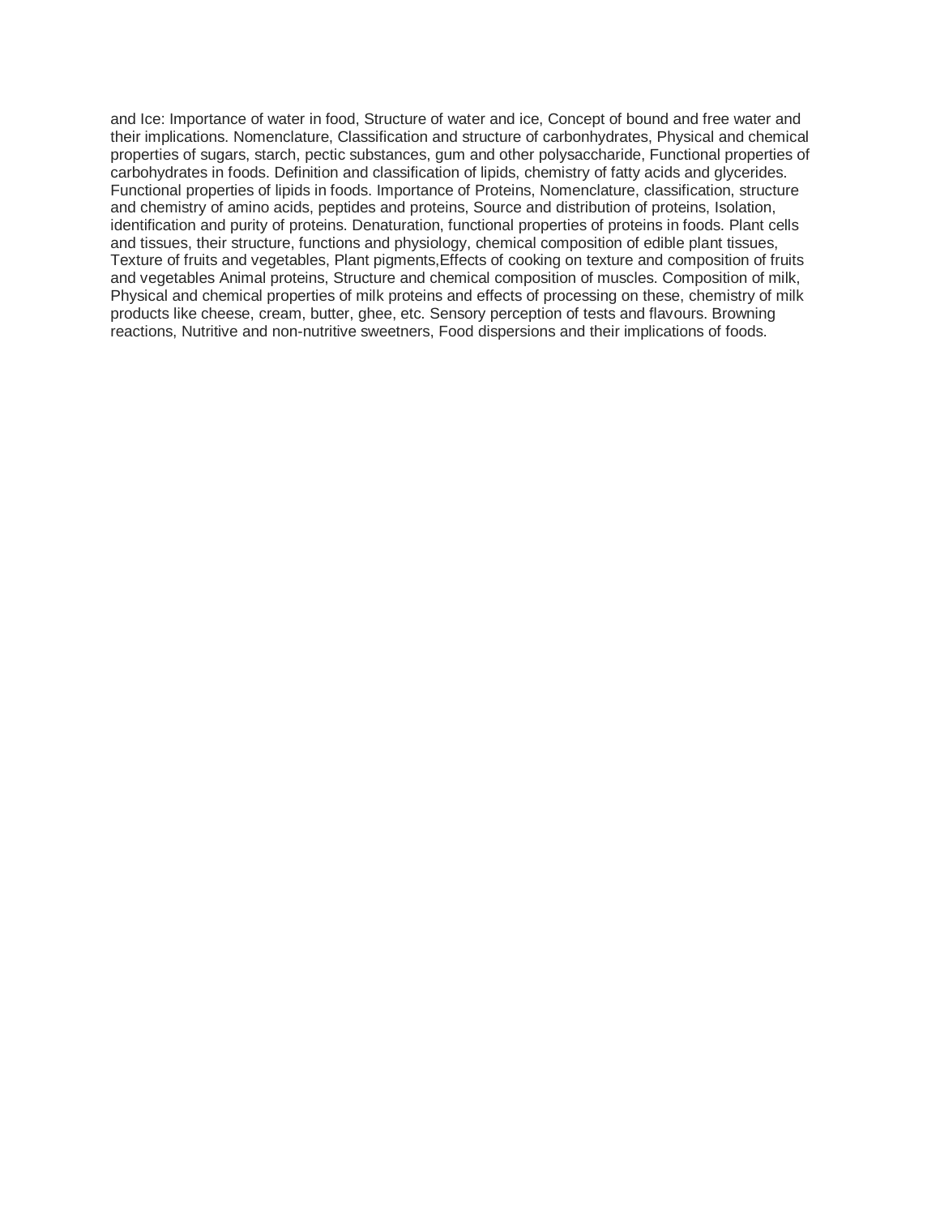and Ice: Importance of water in food, Structure of water and ice, Concept of bound and free water and their implications. Nomenclature, Classification and structure of carbonhydrates, Physical and chemical properties of sugars, starch, pectic substances, gum and other polysaccharide, Functional properties of carbohydrates in foods. Definition and classification of lipids, chemistry of fatty acids and glycerides. Functional properties of lipids in foods. Importance of Proteins, Nomenclature, classification, structure and chemistry of amino acids, peptides and proteins, Source and distribution of proteins, Isolation, identification and purity of proteins. Denaturation, functional properties of proteins in foods. Plant cells and tissues, their structure, functions and physiology, chemical composition of edible plant tissues, Texture of fruits and vegetables, Plant pigments,Effects of cooking on texture and composition of fruits and vegetables Animal proteins, Structure and chemical composition of muscles. Composition of milk, Physical and chemical properties of milk proteins and effects of processing on these, chemistry of milk products like cheese, cream, butter, ghee, etc. Sensory perception of tests and flavours. Browning reactions, Nutritive and non-nutritive sweetners, Food dispersions and their implications of foods.